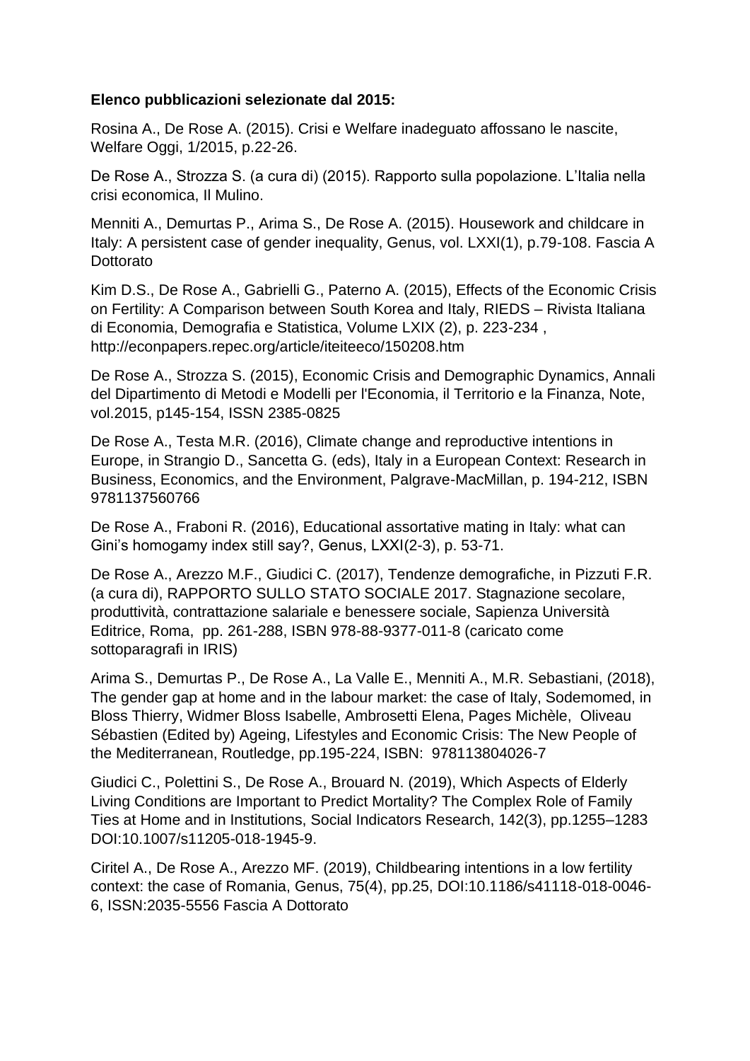**Elenco pubblicazioni selezionate dal 2015:**

Rosina A., De Rose A. (2015). Crisi e Welfare inadeguato affossano le nascite, Welfare Oggi, 1/2015, p.22-26.

De Rose A., Strozza S. (a cura di) (2015). Rapporto sulla popolazione. L'Italia nella crisi economica, Il Mulino.

Menniti A., Demurtas P., Arima S., De Rose A. (2015). Housework and childcare in Italy: A persistent case of gender inequality, Genus, vol. LXXI(1), p.79-108. Fascia A Dottorato

Kim D.S., De Rose A., Gabrielli G., Paterno A. (2015), Effects of the Economic Crisis on Fertility: A Comparison between South Korea and Italy, RIEDS – Rivista Italiana di Economia, Demografia e Statistica, Volume LXIX (2), p. 223-234 , http://econpapers.repec.org/article/iteiteeco/150208.htm

De Rose A., Strozza S. (2015), Economic Crisis and Demographic Dynamics, Annali del Dipartimento di Metodi e Modelli per l'Economia, il Territorio e la Finanza, Note, vol.2015, p145-154, ISSN 2385-0825

De Rose A., Testa M.R. (2016), Climate change and reproductive intentions in Europe, in Strangio D., Sancetta G. (eds), Italy in a European Context: Research in Business, Economics, and the Environment, Palgrave-MacMillan, p. 194-212, ISBN 9781137560766

De Rose A., Fraboni R. (2016), Educational assortative mating in Italy: what can Gini's homogamy index still say?, Genus, LXXI(2-3), p. 53-71.

De Rose A., Arezzo M.F., Giudici C. (2017), Tendenze demografiche, in Pizzuti F.R. (a cura di), RAPPORTO SULLO STATO SOCIALE 2017. Stagnazione secolare, produttività, contrattazione salariale e benessere sociale, Sapienza Università Editrice, Roma, pp. 261-288, ISBN 978-88-9377-011-8 (caricato come sottoparagrafi in IRIS)

Arima S., Demurtas P., De Rose A., La Valle E., Menniti A., M.R. Sebastiani, (2018), The gender gap at home and in the labour market: the case of Italy, Sodemomed, in Bloss Thierry, Widmer Bloss Isabelle, Ambrosetti Elena, Pages Michèle, Oliveau Sébastien (Edited by) Ageing, Lifestyles and Economic Crisis: The New People of the Mediterranean, Routledge, pp.195-224, ISBN: 978113804026-7

Giudici C., Polettini S., De Rose A., Brouard N. (2019), Which Aspects of Elderly Living Conditions are Important to Predict Mortality? The Complex Role of Family Ties at Home and in Institutions, Social Indicators Research, 142(3), pp.1255–1283 DOI:10.1007/s11205-018-1945-9.

Ciritel A., De Rose A., Arezzo MF. (2019), Childbearing intentions in a low fertility context: the case of Romania, Genus, 75(4), pp.25, DOI:10.1186/s41118-018-0046-6, ISSN:2035-5556 Fascia A Dottorato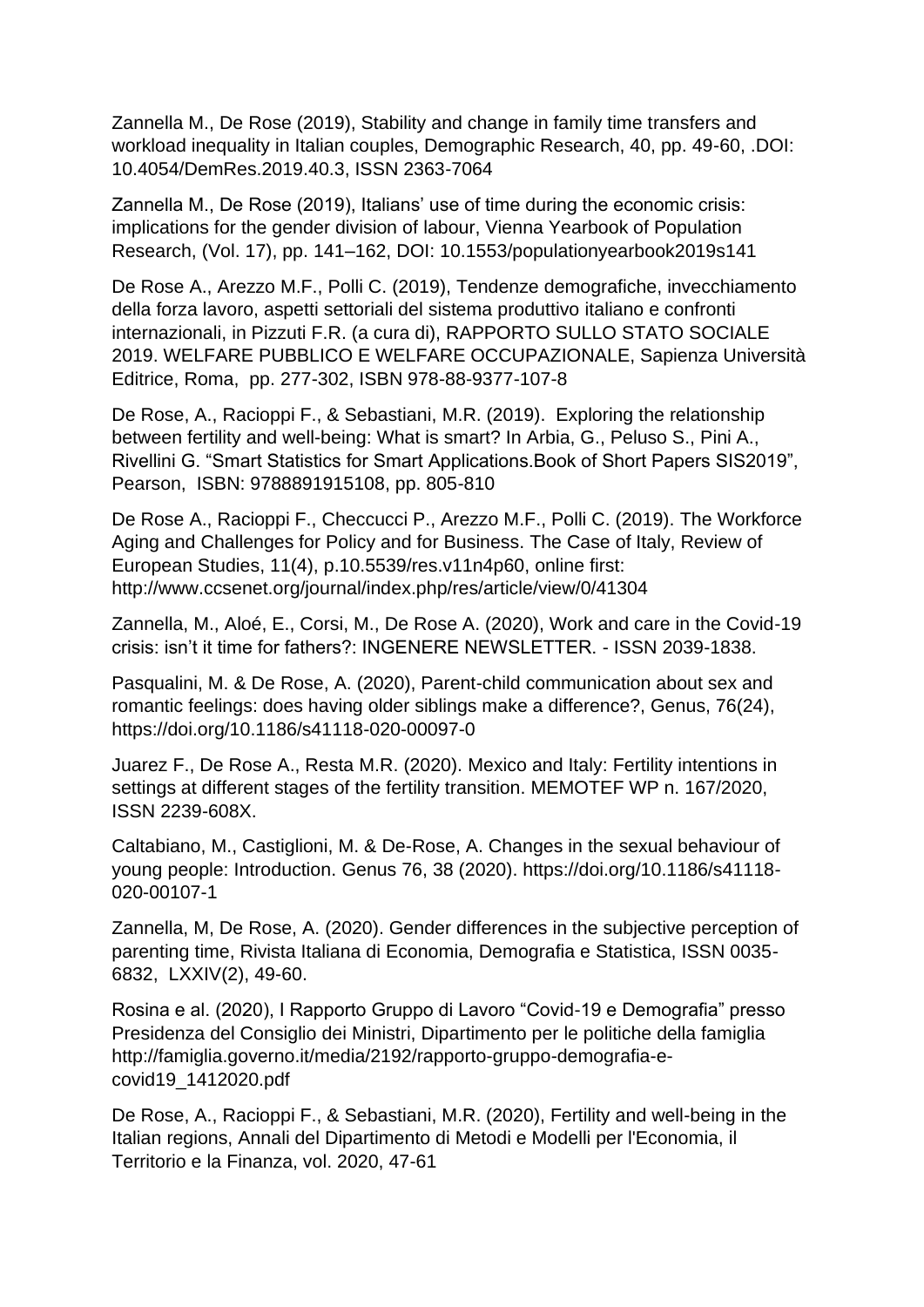Zannella M., De Rose (2019), Stability and change in family time transfers and workload inequality in Italian couples, Demographic Research, 40, pp. 49-60, .DOI: 10.4054/DemRes.2019.40.3, ISSN 2363-7064

Zannella M., De Rose (2019), Italians' use of time during the economic crisis: implications for the gender division of labour, Vienna Yearbook of Population Research, (Vol. 17), pp. 141–162, DOI: 10.1553/populationyearbook2019s141

De Rose A., Arezzo M.F., Polli C. (2019), Tendenze demografiche, invecchiamento della forza lavoro, aspetti settoriali del sistema produttivo italiano e confronti internazionali, in Pizzuti F.R. (a cura di), RAPPORTO SULLO STATO SOCIALE 2019. WELFARE PUBBLICO E WELFARE OCCUPAZIONALE, Sapienza Università Editrice, Roma, pp. 277-302, ISBN 978-88-9377-107-8

De Rose, A., Racioppi F., & Sebastiani, M.R. (2019). Exploring the relationship between fertility and well-being: What is smart? In Arbia, G., Peluso S., Pini A., Rivellini G. "Smart Statistics for Smart Applications.Book of Short Papers SIS2019", Pearson, ISBN: 9788891915108, pp. 805-810

De Rose A., Racioppi F., Checcucci P., Arezzo M.F., Polli C. (2019). The Workforce Aging and Challenges for Policy and for Business. The Case of Italy, Review of European Studies, 11(4), p.10.5539/res.v11n4p60, online first: http://www.ccsenet.org/journal/index.php/res/article/view/0/41304

Zannella, M., Aloé, E., Corsi, M., De Rose A. (2020), Work and care in the Covid-19 crisis: isn't it time for fathers?: INGENERE NEWSLETTER. - ISSN 2039-1838.

Pasqualini, M. & De Rose, A. (2020), Parent-child communication about sex and romantic feelings: does having older siblings make a difference?, Genus, 76(24), https://doi.org/10.1186/s41118-020-00097-0

Juarez F., De Rose A., Resta M.R. (2020). Mexico and Italy: Fertility intentions in settings at different stages of the fertility transition. MEMOTEF WP n. 167/2020, ISSN 2239-608X.

Caltabiano, M., Castiglioni, M. & De-Rose, A. Changes in the sexual behaviour of young people: Introduction. Genus 76, 38 (2020). https://doi.org/10.1186/s41118-020-00107-1

Zannella, M, De Rose, A. (2020). Gender differences in the subjective perception of parenting time, Rivista Italiana di Economia, Demografia e Statistica, ISSN 0035-6832, LXXIV(2), 49-60.

Rosina e al. (2020), I Rapporto Gruppo di Lavoro "Covid-19 e Demografia" presso Presidenza del Consiglio dei Ministri, Dipartimento per le politiche della famiglia http://famiglia.governo.it/media/2192/rapporto-gruppo-demografia-e-covid19_1412020.pdf

De Rose, A., Racioppi F., & Sebastiani, M.R. (2020), Fertility and well-being in the Italian regions, Annali del Dipartimento di Metodi e Modelli per l'Economia, il Territorio e la Finanza, vol. 2020, 47-61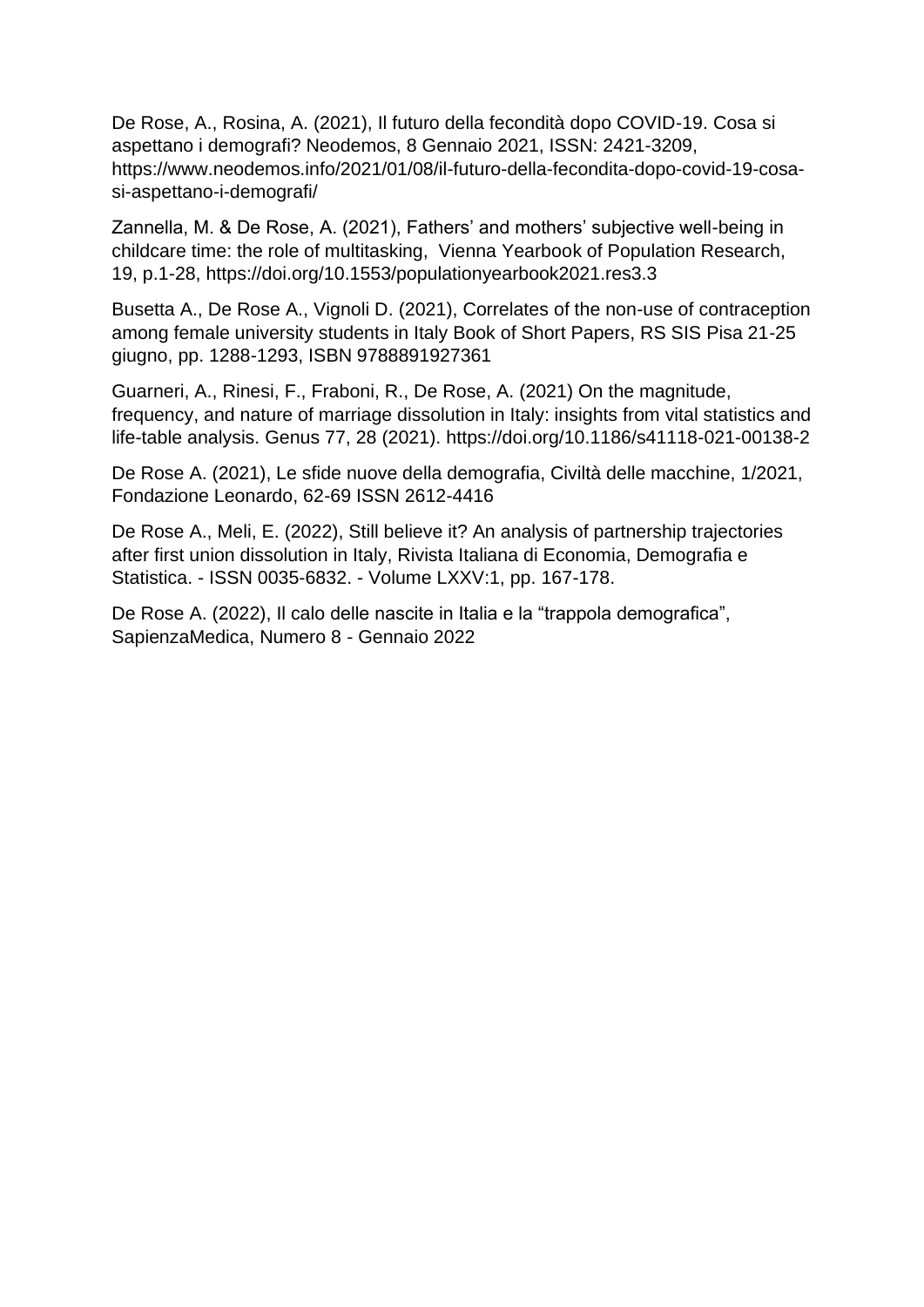De Rose, A., Rosina, A. (2021), Il futuro della fecondità dopo COVID-19. Cosa si aspettano i demografi? Neodemos, 8 Gennaio 2021, ISSN: 2421-3209, https://www.neodemos.info/2021/01/08/il-futuro-della-fecondita-dopo-covid-19-cosa-si-aspettano-i-demografi/

Zannella, M. & De Rose, A. (2021), Fathers' and mothers' subjective well-being in childcare time: the role of multitasking, Vienna Yearbook of Population Research, 19, p.1-28, https://doi.org/10.1553/populationyearbook2021.res3.3

Busetta A., De Rose A., Vignoli D. (2021), Correlates of the non-use of contraception among female university students in Italy Book of Short Papers, RS SIS Pisa 21-25 giugno, pp. 1288-1293, ISBN 9788891927361

Guarneri, A., Rinesi, F., Fraboni, R., De Rose, A. (2021) On the magnitude, frequency, and nature of marriage dissolution in Italy: insights from vital statistics and life-table analysis. Genus 77, 28 (2021). https://doi.org/10.1186/s41118-021-00138-2

De Rose A. (2021), Le sfide nuove della demografia, Civiltà delle macchine, 1/2021, Fondazione Leonardo, 62-69 ISSN 2612-4416

De Rose A., Meli, E. (2022), Still believe it? An analysis of partnership trajectories after first union dissolution in Italy, Rivista Italiana di Economia, Demografia e Statistica. - ISSN 0035-6832. - Volume LXXV:1, pp. 167-178.

De Rose A. (2022), Il calo delle nascite in Italia e la "trappola demografica", SapienzaMedica, Numero 8 - Gennaio 2022